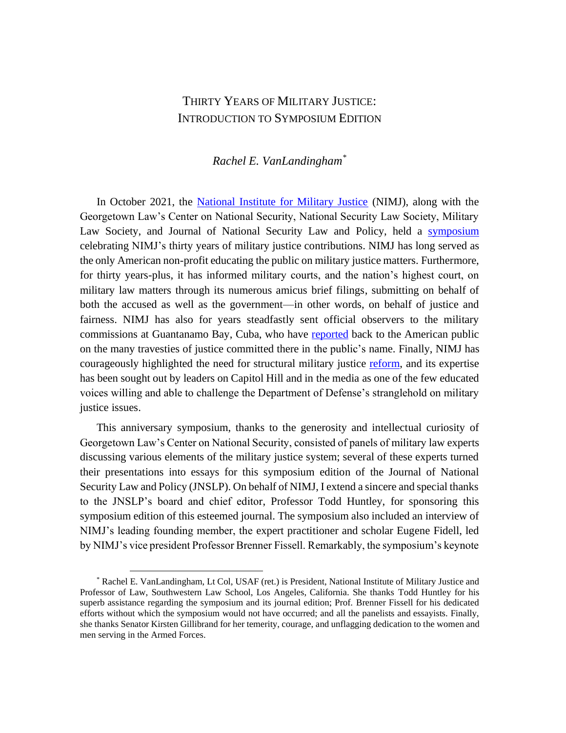# Thirty Years of Military Justice: Introduction to Symposium Edition

*Rachel E. VanLandingham*[*]

In October 2021, the National Institute for Military Justice (NIMJ), along with the Georgetown Law's Center on National Security, National Security Law Society, Military Law Society, and Journal of National Security Law and Policy, held a symposium celebrating NIMJ's thirty years of military justice contributions. NIMJ has long served as the only American non-profit educating the public on military justice matters. Furthermore, for thirty years-plus, it has informed military courts, and the nation's highest court, on military law matters through its numerous amicus brief filings, submitting on behalf of both the accused as well as the government—in other words, on behalf of justice and fairness. NIMJ has also for years steadfastly sent official observers to the military commissions at Guantanamo Bay, Cuba, who have reported back to the American public on the many travesties of justice committed there in the public's name. Finally, NIMJ has courageously highlighted the need for structural military justice reform, and its expertise has been sought out by leaders on Capitol Hill and in the media as one of the few educated voices willing and able to challenge the Department of Defense's stranglehold on military justice issues.

This anniversary symposium, thanks to the generosity and intellectual curiosity of Georgetown Law's Center on National Security, consisted of panels of military law experts discussing various elements of the military justice system; several of these experts turned their presentations into essays for this symposium edition of the Journal of National Security Law and Policy (JNSLP). On behalf of NIMJ, I extend a sincere and special thanks to the JNSLP's board and chief editor, Professor Todd Huntley, for sponsoring this symposium edition of this esteemed journal. The symposium also included an interview of NIMJ's leading founding member, the expert practitioner and scholar Eugene Fidell, led by NIMJ's vice president Professor Brenner Fissell. Remarkably, the symposium's keynote

---

[*] Rachel E. VanLandingham, Lt Col, USAF (ret.) is President, National Institute of Military Justice and Professor of Law, Southwestern Law School, Los Angeles, California. She thanks Todd Huntley for his superb assistance regarding the symposium and its journal edition; Prof. Brenner Fissell for his dedicated efforts without which the symposium would not have occurred; and all the panelists and essayists. Finally, she thanks Senator Kirsten Gillibrand for her temerity, courage, and unflagging dedication to the women and men serving in the Armed Forces.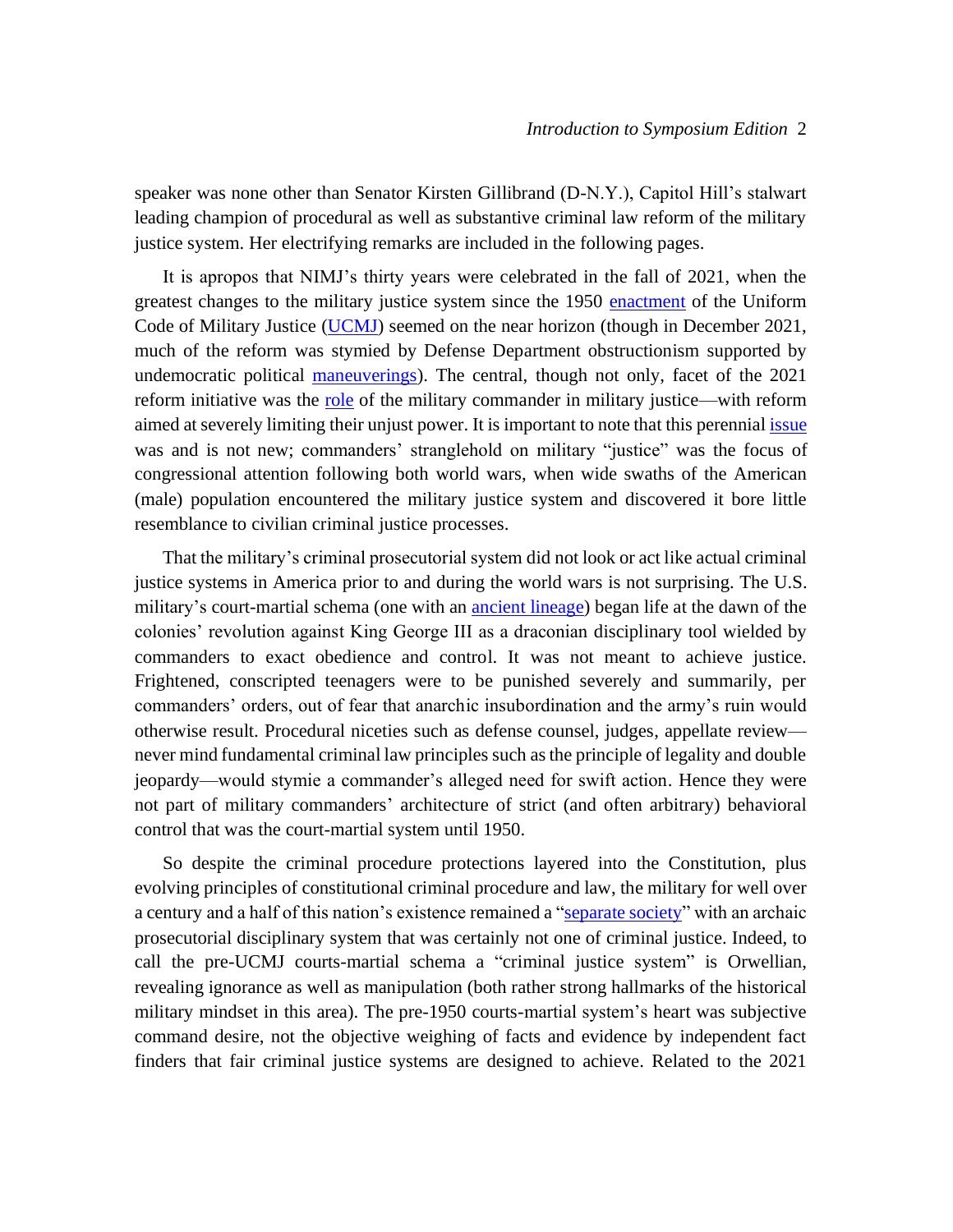speaker was none other than Senator Kirsten Gillibrand (D-N.Y.), Capitol Hill's stalwart leading champion of procedural as well as substantive criminal law reform of the military justice system. Her electrifying remarks are included in the following pages.

It is apropos that NIMJ's thirty years were celebrated in the fall of 2021, when the greatest changes to the military justice system since the 1950 enactment of the Uniform Code of Military Justice (UCMJ) seemed on the near horizon (though in December 2021, much of the reform was stymied by Defense Department obstructionism supported by undemocratic political maneuverings). The central, though not only, facet of the 2021 reform initiative was the role of the military commander in military justice—with reform aimed at severely limiting their unjust power. It is important to note that this perennial issue was and is not new; commanders' stranglehold on military "justice" was the focus of congressional attention following both world wars, when wide swaths of the American (male) population encountered the military justice system and discovered it bore little resemblance to civilian criminal justice processes.

That the military's criminal prosecutorial system did not look or act like actual criminal justice systems in America prior to and during the world wars is not surprising. The U.S. military's court-martial schema (one with an ancient lineage) began life at the dawn of the colonies' revolution against King George III as a draconian disciplinary tool wielded by commanders to exact obedience and control. It was not meant to achieve justice. Frightened, conscripted teenagers were to be punished severely and summarily, per commanders' orders, out of fear that anarchic insubordination and the army's ruin would otherwise result. Procedural niceties such as defense counsel, judges, appellate review—never mind fundamental criminal law principles such as the principle of legality and double jeopardy—would stymie a commander's alleged need for swift action. Hence they were not part of military commanders' architecture of strict (and often arbitrary) behavioral control that was the court-martial system until 1950.

So despite the criminal procedure protections layered into the Constitution, plus evolving principles of constitutional criminal procedure and law, the military for well over a century and a half of this nation's existence remained a "separate society" with an archaic prosecutorial disciplinary system that was certainly not one of criminal justice. Indeed, to call the pre-UCMJ courts-martial schema a "criminal justice system" is Orwellian, revealing ignorance as well as manipulation (both rather strong hallmarks of the historical military mindset in this area). The pre-1950 courts-martial system's heart was subjective command desire, not the objective weighing of facts and evidence by independent fact finders that fair criminal justice systems are designed to achieve. Related to the 2021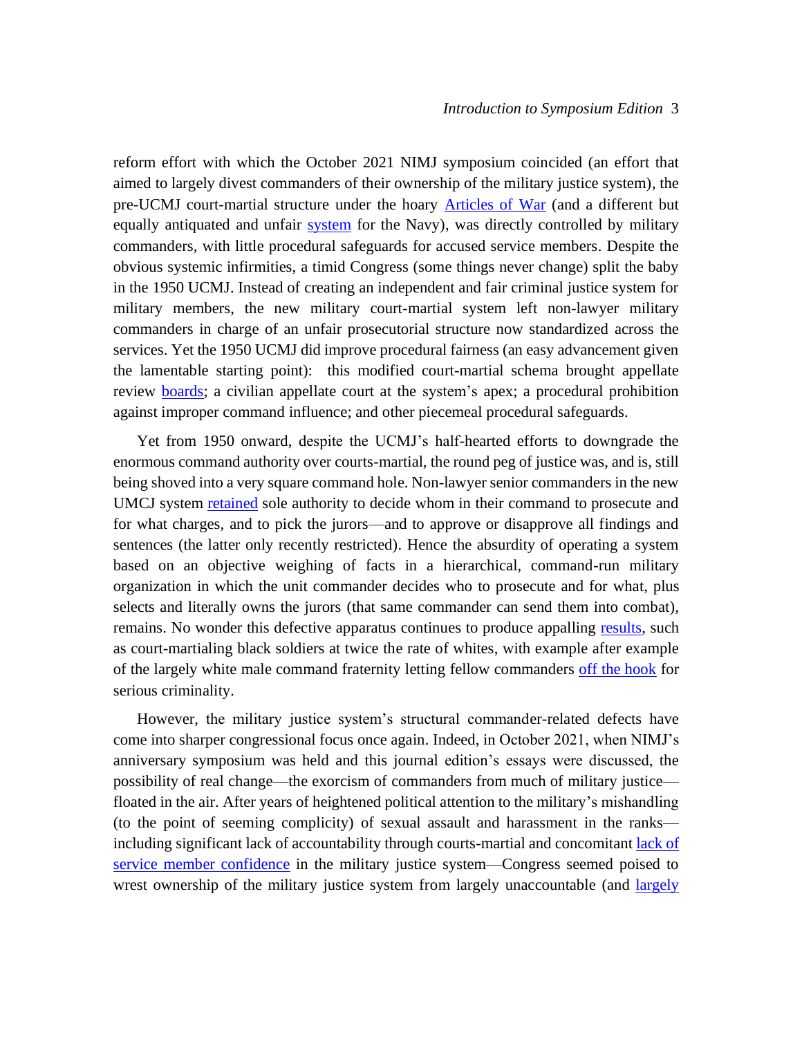reform effort with which the October 2021 NIMJ symposium coincided (an effort that aimed to largely divest commanders of their ownership of the military justice system), the pre-UCMJ court-martial structure under the hoary Articles of War (and a different but equally antiquated and unfair system for the Navy), was directly controlled by military commanders, with little procedural safeguards for accused service members. Despite the obvious systemic infirmities, a timid Congress (some things never change) split the baby in the 1950 UCMJ. Instead of creating an independent and fair criminal justice system for military members, the new military court-martial system left non-lawyer military commanders in charge of an unfair prosecutorial structure now standardized across the services. Yet the 1950 UCMJ did improve procedural fairness (an easy advancement given the lamentable starting point): this modified court-martial schema brought appellate review boards; a civilian appellate court at the system's apex; a procedural prohibition against improper command influence; and other piecemeal procedural safeguards.

Yet from 1950 onward, despite the UCMJ's half-hearted efforts to downgrade the enormous command authority over courts-martial, the round peg of justice was, and is, still being shoved into a very square command hole. Non-lawyer senior commanders in the new UMCJ system retained sole authority to decide whom in their command to prosecute and for what charges, and to pick the jurors—and to approve or disapprove all findings and sentences (the latter only recently restricted). Hence the absurdity of operating a system based on an objective weighing of facts in a hierarchical, command-run military organization in which the unit commander decides who to prosecute and for what, plus selects and literally owns the jurors (that same commander can send them into combat), remains. No wonder this defective apparatus continues to produce appalling results, such as court-martialing black soldiers at twice the rate of whites, with example after example of the largely white male command fraternity letting fellow commanders off the hook for serious criminality.

However, the military justice system's structural commander-related defects have come into sharper congressional focus once again. Indeed, in October 2021, when NIMJ's anniversary symposium was held and this journal edition's essays were discussed, the possibility of real change—the exorcism of commanders from much of military justice—floated in the air. After years of heightened political attention to the military's mishandling (to the point of seeming complicity) of sexual assault and harassment in the ranks—including significant lack of accountability through courts-martial and concomitant lack of service member confidence in the military justice system—Congress seemed poised to wrest ownership of the military justice system from largely unaccountable (and largely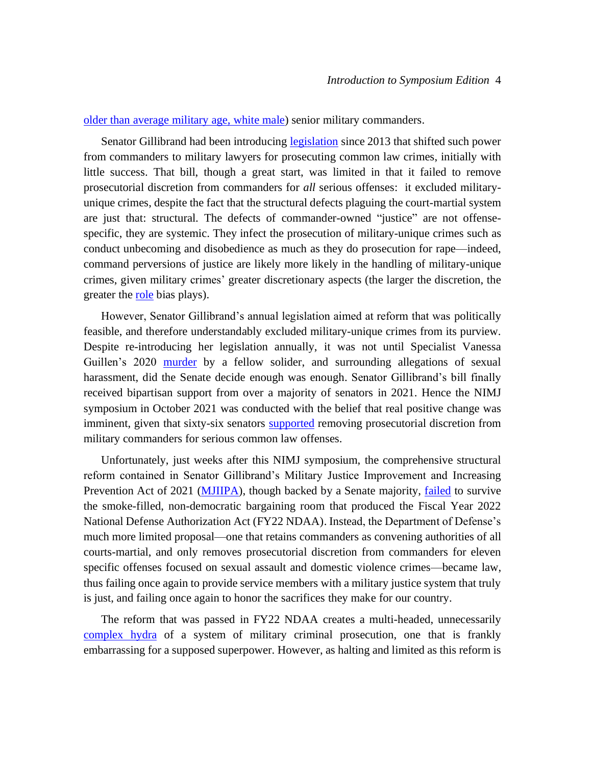older than average military age, white male) senior military commanders.

Senator Gillibrand had been introducing legislation since 2013 that shifted such power from commanders to military lawyers for prosecuting common law crimes, initially with little success. That bill, though a great start, was limited in that it failed to remove prosecutorial discretion from commanders for *all* serious offenses: it excluded military-unique crimes, despite the fact that the structural defects plaguing the court-martial system are just that: structural. The defects of commander-owned "justice" are not offense-specific, they are systemic. They infect the prosecution of military-unique crimes such as conduct unbecoming and disobedience as much as they do prosecution for rape—indeed, command perversions of justice are likely more likely in the handling of military-unique crimes, given military crimes' greater discretionary aspects (the larger the discretion, the greater the role bias plays).

However, Senator Gillibrand's annual legislation aimed at reform that was politically feasible, and therefore understandably excluded military-unique crimes from its purview. Despite re-introducing her legislation annually, it was not until Specialist Vanessa Guillen's 2020 murder by a fellow solider, and surrounding allegations of sexual harassment, did the Senate decide enough was enough. Senator Gillibrand's bill finally received bipartisan support from over a majority of senators in 2021. Hence the NIMJ symposium in October 2021 was conducted with the belief that real positive change was imminent, given that sixty-six senators supported removing prosecutorial discretion from military commanders for serious common law offenses.

Unfortunately, just weeks after this NIMJ symposium, the comprehensive structural reform contained in Senator Gillibrand's Military Justice Improvement and Increasing Prevention Act of 2021 (MJIIPA), though backed by a Senate majority, failed to survive the smoke-filled, non-democratic bargaining room that produced the Fiscal Year 2022 National Defense Authorization Act (FY22 NDAA). Instead, the Department of Defense's much more limited proposal—one that retains commanders as convening authorities of all courts-martial, and only removes prosecutorial discretion from commanders for eleven specific offenses focused on sexual assault and domestic violence crimes—became law, thus failing once again to provide service members with a military justice system that truly is just, and failing once again to honor the sacrifices they make for our country.

The reform that was passed in FY22 NDAA creates a multi-headed, unnecessarily complex hydra of a system of military criminal prosecution, one that is frankly embarrassing for a supposed superpower. However, as halting and limited as this reform is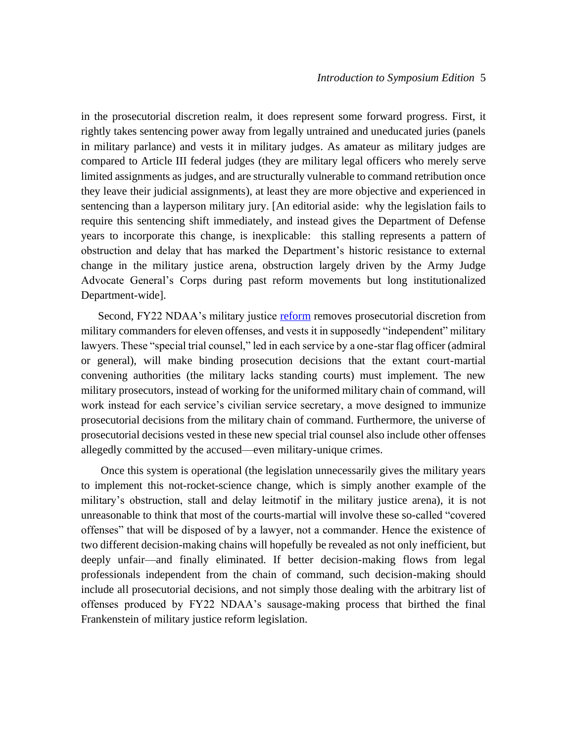in the prosecutorial discretion realm, it does represent some forward progress. First, it rightly takes sentencing power away from legally untrained and uneducated juries (panels in military parlance) and vests it in military judges. As amateur as military judges are compared to Article III federal judges (they are military legal officers who merely serve limited assignments as judges, and are structurally vulnerable to command retribution once they leave their judicial assignments), at least they are more objective and experienced in sentencing than a layperson military jury. [An editorial aside: why the legislation fails to require this sentencing shift immediately, and instead gives the Department of Defense years to incorporate this change, is inexplicable: this stalling represents a pattern of obstruction and delay that has marked the Department's historic resistance to external change in the military justice arena, obstruction largely driven by the Army Judge Advocate General's Corps during past reform movements but long institutionalized Department-wide].

Second, FY22 NDAA's military justice reform removes prosecutorial discretion from military commanders for eleven offenses, and vests it in supposedly "independent" military lawyers. These "special trial counsel," led in each service by a one-star flag officer (admiral or general), will make binding prosecution decisions that the extant court-martial convening authorities (the military lacks standing courts) must implement. The new military prosecutors, instead of working for the uniformed military chain of command, will work instead for each service's civilian service secretary, a move designed to immunize prosecutorial decisions from the military chain of command. Furthermore, the universe of prosecutorial decisions vested in these new special trial counsel also include other offenses allegedly committed by the accused—even military-unique crimes.

Once this system is operational (the legislation unnecessarily gives the military years to implement this not-rocket-science change, which is simply another example of the military's obstruction, stall and delay leitmotif in the military justice arena), it is not unreasonable to think that most of the courts-martial will involve these so-called "covered offenses" that will be disposed of by a lawyer, not a commander. Hence the existence of two different decision-making chains will hopefully be revealed as not only inefficient, but deeply unfair—and finally eliminated. If better decision-making flows from legal professionals independent from the chain of command, such decision-making should include all prosecutorial decisions, and not simply those dealing with the arbitrary list of offenses produced by FY22 NDAA's sausage-making process that birthed the final Frankenstein of military justice reform legislation.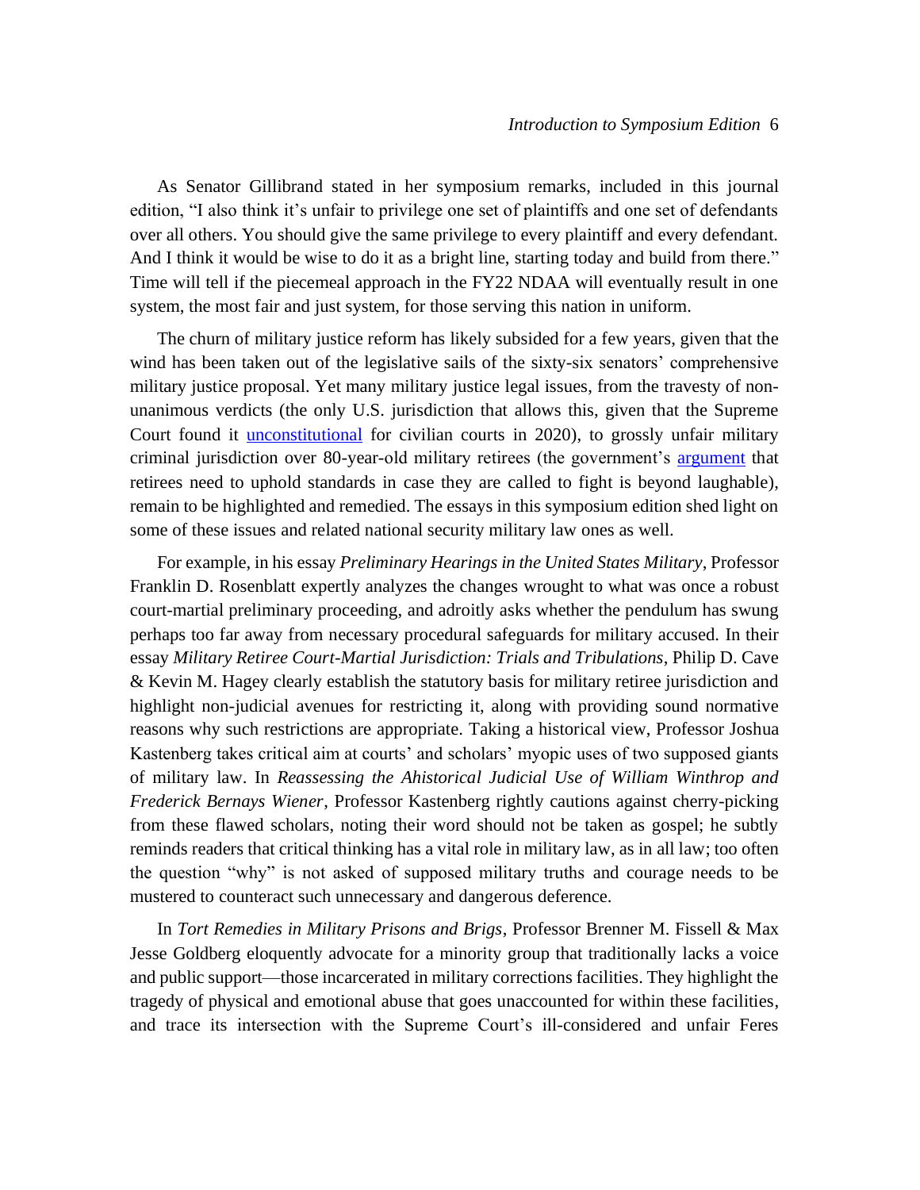As Senator Gillibrand stated in her symposium remarks, included in this journal edition, “I also think it’s unfair to privilege one set of plaintiffs and one set of defendants over all others. You should give the same privilege to every plaintiff and every defendant. And I think it would be wise to do it as a bright line, starting today and build from there.” Time will tell if the piecemeal approach in the FY22 NDAA will eventually result in one system, the most fair and just system, for those serving this nation in uniform.

The churn of military justice reform has likely subsided for a few years, given that the wind has been taken out of the legislative sails of the sixty-six senators’ comprehensive military justice proposal. Yet many military justice legal issues, from the travesty of non-unanimous verdicts (the only U.S. jurisdiction that allows this, given that the Supreme Court found it unconstitutional for civilian courts in 2020), to grossly unfair military criminal jurisdiction over 80-year-old military retirees (the government’s argument that retirees need to uphold standards in case they are called to fight is beyond laughable), remain to be highlighted and remedied. The essays in this symposium edition shed light on some of these issues and related national security military law ones as well.

For example, in his essay *Preliminary Hearings in the United States Military*, Professor Franklin D. Rosenblatt expertly analyzes the changes wrought to what was once a robust court-martial preliminary proceeding, and adroitly asks whether the pendulum has swung perhaps too far away from necessary procedural safeguards for military accused. In their essay *Military Retiree Court-Martial Jurisdiction: Trials and Tribulations*, Philip D. Cave & Kevin M. Hagey clearly establish the statutory basis for military retiree jurisdiction and highlight non-judicial avenues for restricting it, along with providing sound normative reasons why such restrictions are appropriate. Taking a historical view, Professor Joshua Kastenberg takes critical aim at courts’ and scholars’ myopic uses of two supposed giants of military law. In *Reassessing the Ahistorical Judicial Use of William Winthrop and Frederick Bernays Wiener*, Professor Kastenberg rightly cautions against cherry-picking from these flawed scholars, noting their word should not be taken as gospel; he subtly reminds readers that critical thinking has a vital role in military law, as in all law; too often the question “why” is not asked of supposed military truths and courage needs to be mustered to counteract such unnecessary and dangerous deference.

In *Tort Remedies in Military Prisons and Brigs*, Professor Brenner M. Fissell & Max Jesse Goldberg eloquently advocate for a minority group that traditionally lacks a voice and public support—those incarcerated in military corrections facilities. They highlight the tragedy of physical and emotional abuse that goes unaccounted for within these facilities, and trace its intersection with the Supreme Court’s ill-considered and unfair Feres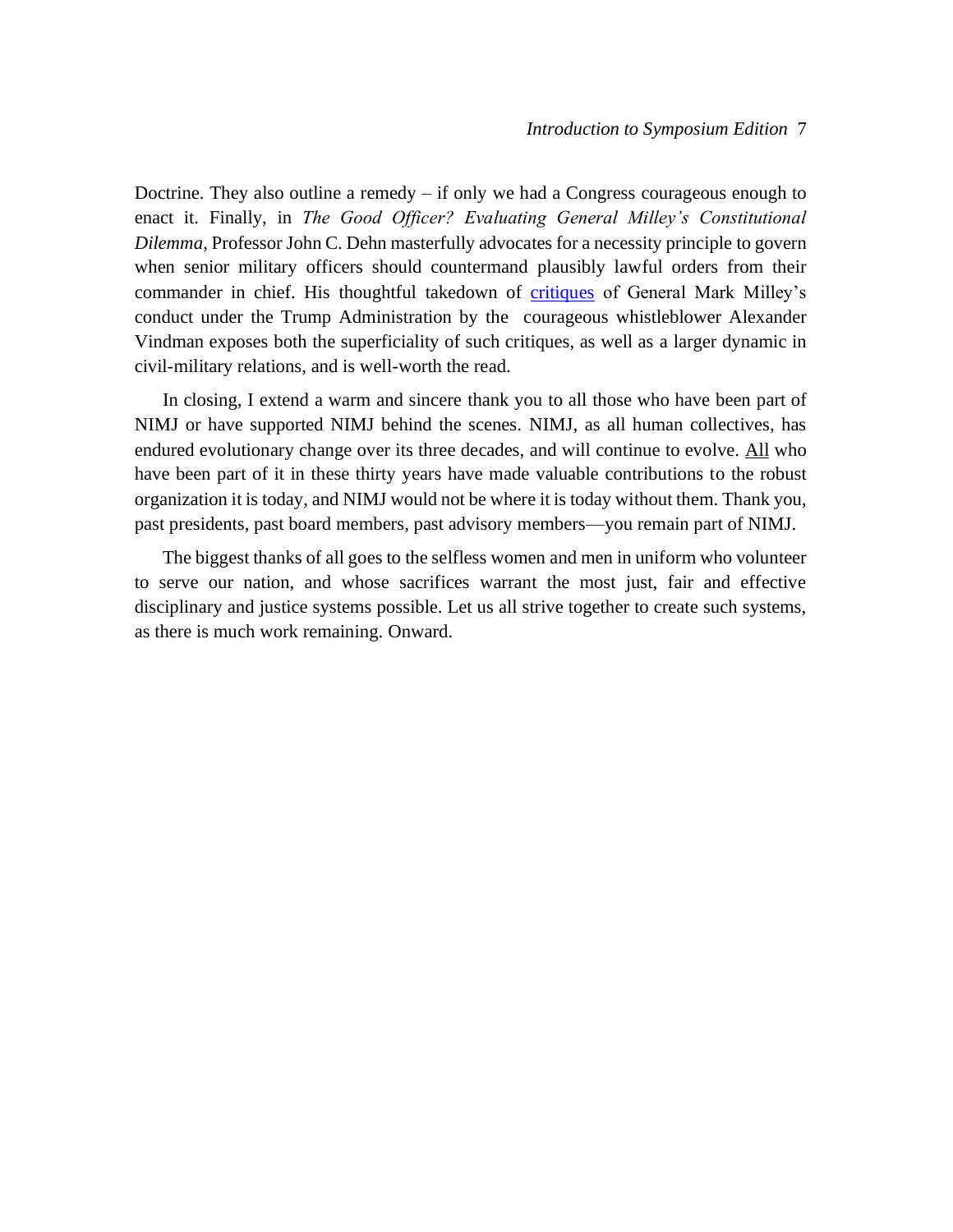Doctrine. They also outline a remedy – if only we had a Congress courageous enough to enact it. Finally, in *The Good Officer? Evaluating General Milley's Constitutional Dilemma,* Professor John C. Dehn masterfully advocates for a necessity principle to govern when senior military officers should countermand plausibly lawful orders from their commander in chief. His thoughtful takedown of critiques of General Mark Milley's conduct under the Trump Administration by the courageous whistleblower Alexander Vindman exposes both the superficiality of such critiques, as well as a larger dynamic in civil-military relations, and is well-worth the read.

In closing, I extend a warm and sincere thank you to all those who have been part of NIMJ or have supported NIMJ behind the scenes. NIMJ, as all human collectives, has endured evolutionary change over its three decades, and will continue to evolve. All who have been part of it in these thirty years have made valuable contributions to the robust organization it is today, and NIMJ would not be where it is today without them. Thank you, past presidents, past board members, past advisory members—you remain part of NIMJ.

The biggest thanks of all goes to the selfless women and men in uniform who volunteer to serve our nation, and whose sacrifices warrant the most just, fair and effective disciplinary and justice systems possible. Let us all strive together to create such systems, as there is much work remaining. Onward.